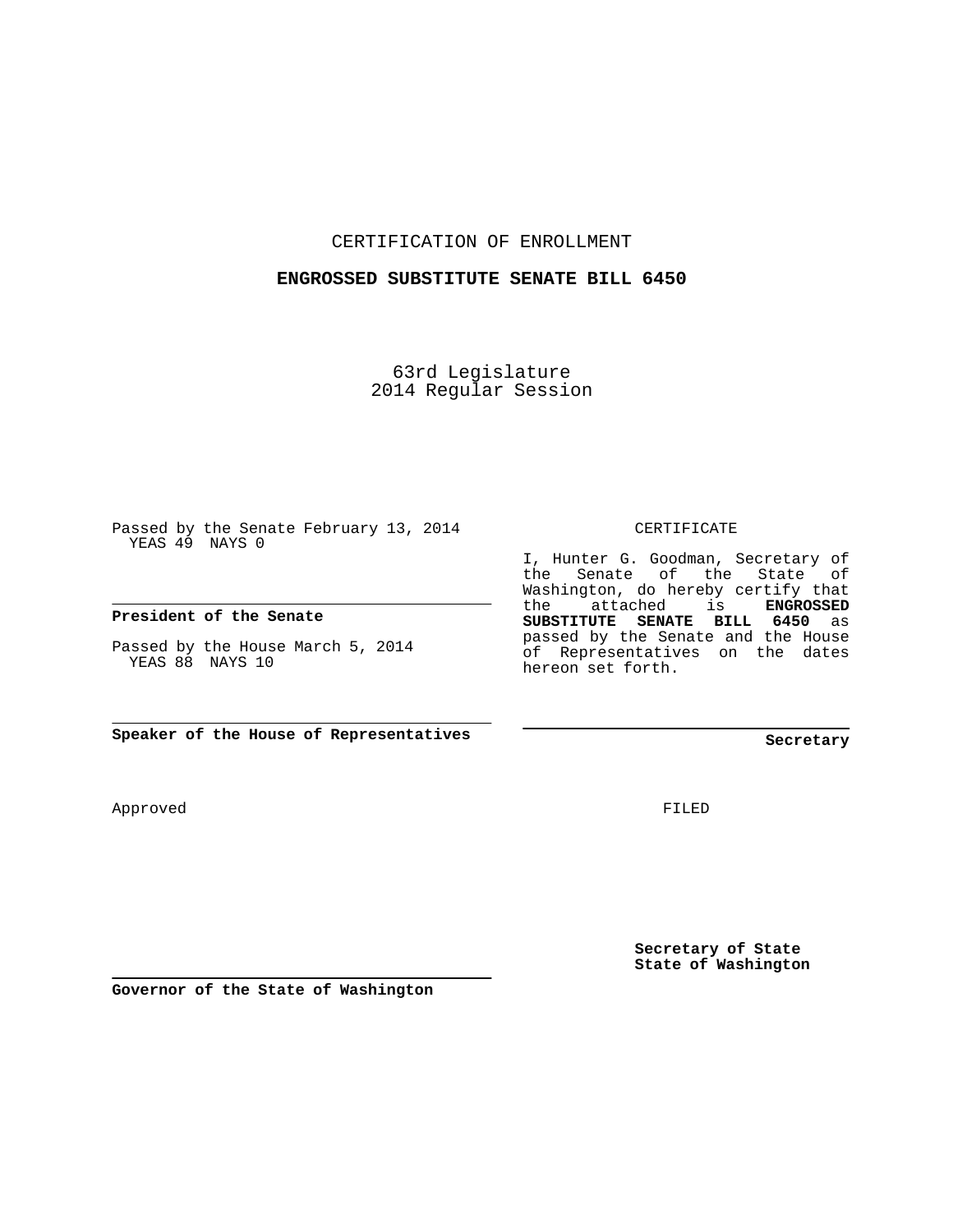# CERTIFICATION OF ENROLLMENT

## ENGROSSED SUBSTITUTE SENATE BILL 6450

63rd Legislature
2014 Regular Session

Passed by the Senate February 13, 2014
YEAS 49 NAYS 0

**President of the Senate**

Passed by the House March 5, 2014
YEAS 88 NAYS 10

**Speaker of the House of Representatives**

Approved

**Governor of the State of Washington**

CERTIFICATE

I, Hunter G. Goodman, Secretary of the Senate of the State of Washington, do hereby certify that the attached is **ENGROSSED SUBSTITUTE SENATE BILL 6450** as passed by the Senate and the House of Representatives on the dates hereon set forth.

**Secretary**

FILED

**Secretary of State**
**State of Washington**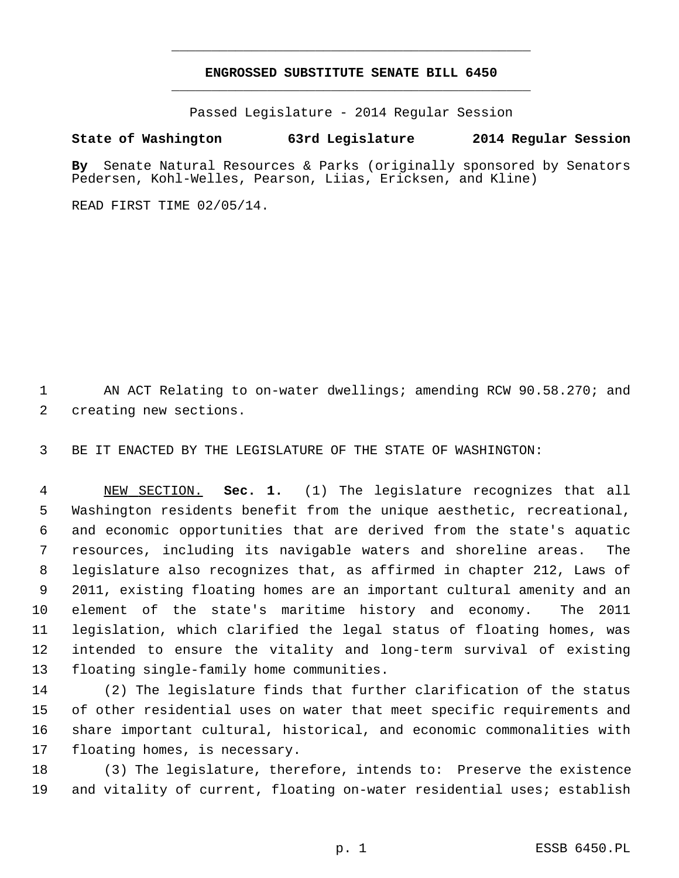# ENGROSSED SUBSTITUTE SENATE BILL 6450

Passed Legislature - 2014 Regular Session

**State of Washington 63rd Legislature 2014 Regular Session**

**By** Senate Natural Resources & Parks (originally sponsored by Senators Pedersen, Kohl-Welles, Pearson, Liias, Ericksen, and Kline)

READ FIRST TIME 02/05/14.

AN ACT Relating to on-water dwellings; amending RCW 90.58.270; and creating new sections.

BE IT ENACTED BY THE LEGISLATURE OF THE STATE OF WASHINGTON:

NEW SECTION. **Sec. 1.** (1) The legislature recognizes that all Washington residents benefit from the unique aesthetic, recreational, and economic opportunities that are derived from the state's aquatic resources, including its navigable waters and shoreline areas. The legislature also recognizes that, as affirmed in chapter 212, Laws of 2011, existing floating homes are an important cultural amenity and an element of the state's maritime history and economy. The 2011 legislation, which clarified the legal status of floating homes, was intended to ensure the vitality and long-term survival of existing floating single-family home communities.

(2) The legislature finds that further clarification of the status of other residential uses on water that meet specific requirements and share important cultural, historical, and economic commonalities with floating homes, is necessary.

(3) The legislature, therefore, intends to: Preserve the existence and vitality of current, floating on-water residential uses; establish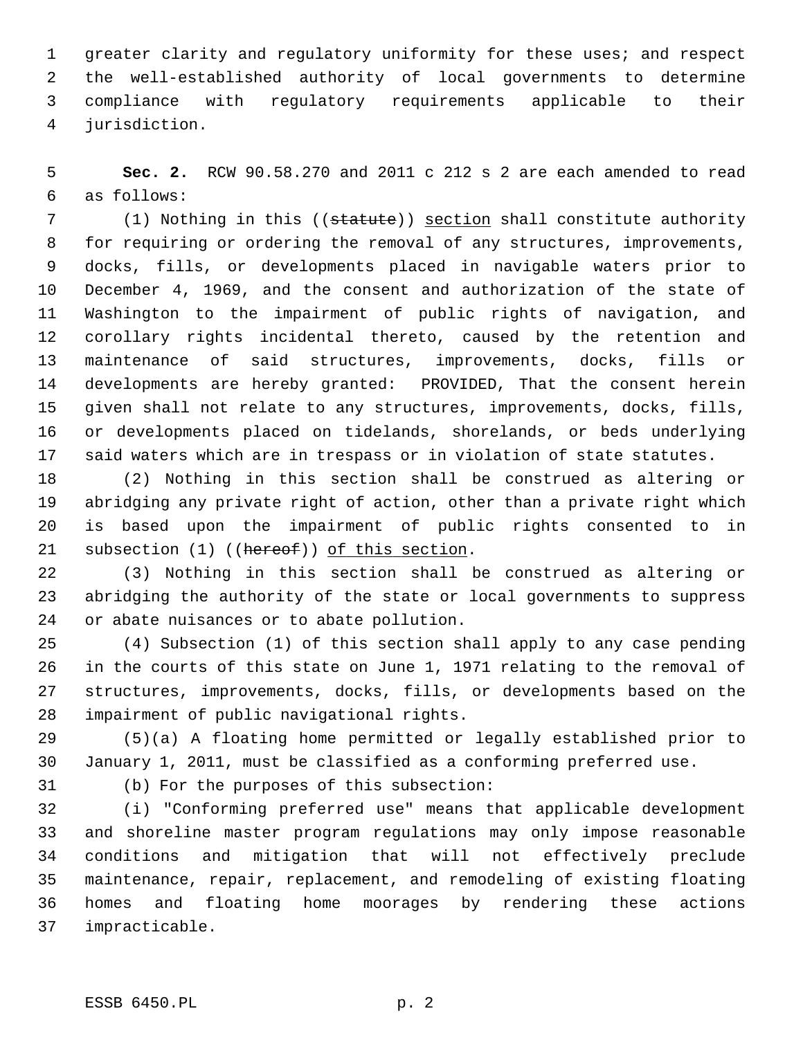greater clarity and regulatory uniformity for these uses; and respect the well-established authority of local governments to determine compliance with regulatory requirements applicable to their jurisdiction.

**Sec. 2.** RCW 90.58.270 and 2011 c 212 s 2 are each amended to read as follows:

(1) Nothing in this ((~~statute~~)) <u>section</u> shall constitute authority for requiring or ordering the removal of any structures, improvements, docks, fills, or developments placed in navigable waters prior to December 4, 1969, and the consent and authorization of the state of Washington to the impairment of public rights of navigation, and corollary rights incidental thereto, caused by the retention and maintenance of said structures, improvements, docks, fills or developments are hereby granted: PROVIDED, That the consent herein given shall not relate to any structures, improvements, docks, fills, or developments placed on tidelands, shorelands, or beds underlying said waters which are in trespass or in violation of state statutes.

(2) Nothing in this section shall be construed as altering or abridging any private right of action, other than a private right which is based upon the impairment of public rights consented to in subsection (1) ((~~hereof~~)) <u>of this section</u>.

(3) Nothing in this section shall be construed as altering or abridging the authority of the state or local governments to suppress or abate nuisances or to abate pollution.

(4) Subsection (1) of this section shall apply to any case pending in the courts of this state on June 1, 1971 relating to the removal of structures, improvements, docks, fills, or developments based on the impairment of public navigational rights.

(5)(a) A floating home permitted or legally established prior to January 1, 2011, must be classified as a conforming preferred use.

(b) For the purposes of this subsection:

(i) "Conforming preferred use" means that applicable development and shoreline master program regulations may only impose reasonable conditions and mitigation that will not effectively preclude maintenance, repair, replacement, and remodeling of existing floating homes and floating home moorages by rendering these actions impracticable.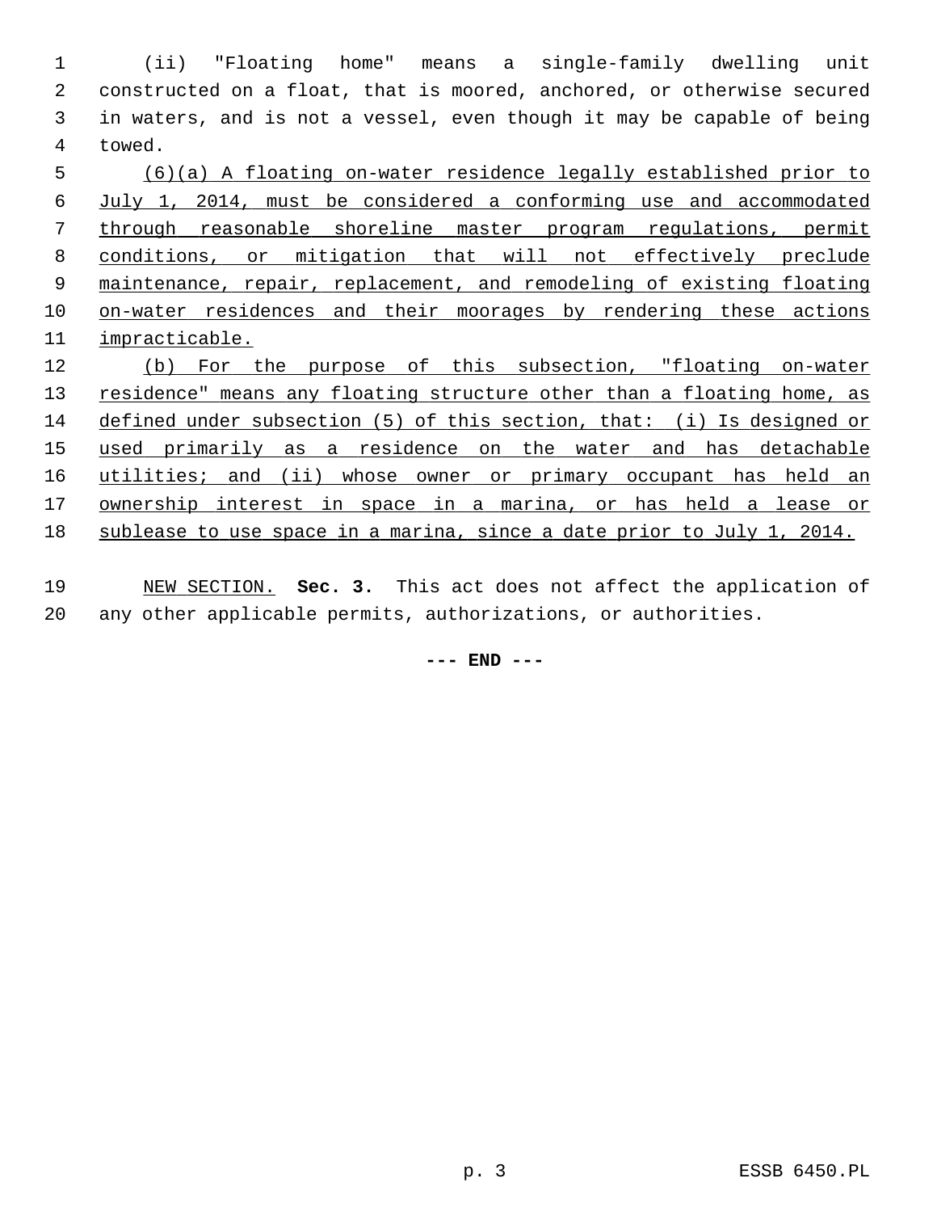(ii) "Floating home" means a single-family dwelling unit constructed on a float, that is moored, anchored, or otherwise secured in waters, and is not a vessel, even though it may be capable of being towed.

(6)(a) A floating on-water residence legally established prior to July 1, 2014, must be considered a conforming use and accommodated through reasonable shoreline master program regulations, permit conditions, or mitigation that will not effectively preclude maintenance, repair, replacement, and remodeling of existing floating on-water residences and their moorages by rendering these actions impracticable.

(b) For the purpose of this subsection, "floating on-water residence" means any floating structure other than a floating home, as defined under subsection (5) of this section, that: (i) Is designed or used primarily as a residence on the water and has detachable utilities; and (ii) whose owner or primary occupant has held an ownership interest in space in a marina, or has held a lease or sublease to use space in a marina, since a date prior to July 1, 2014.

NEW SECTION. **Sec. 3.** This act does not affect the application of any other applicable permits, authorizations, or authorities.

**--- END ---**